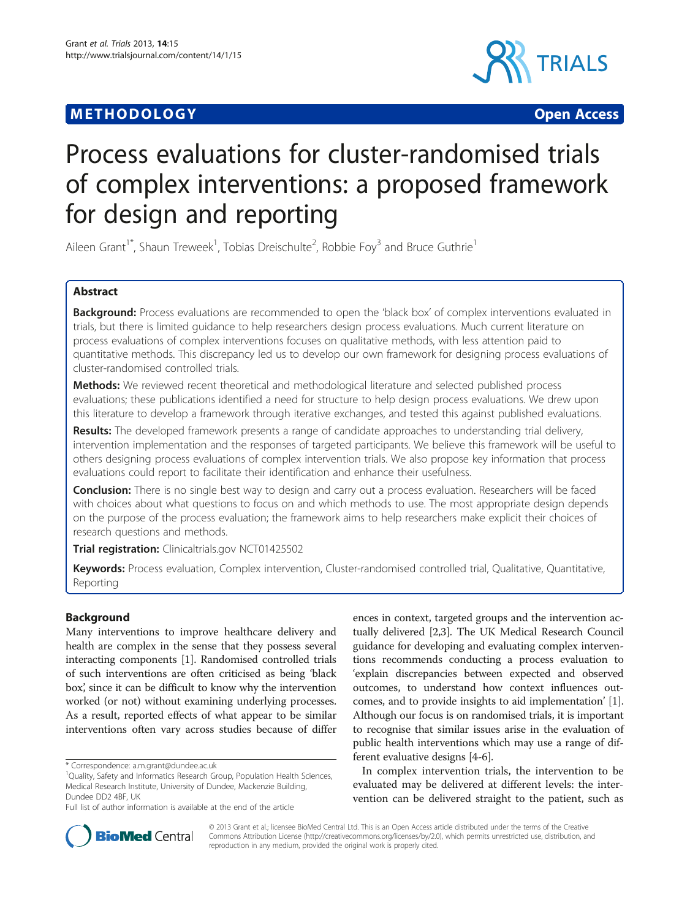**METHODOLOGY** **Open Access**

# Process evaluations for cluster-randomised trials of complex interventions: a proposed framework for design and reporting

Aileen Grant[1*], Shaun Treweek[1], Tobias Dreischulte[2], Robbie Foy[3] and Bruce Guthrie[1]

## Abstract

**Background:** Process evaluations are recommended to open the 'black box' of complex interventions evaluated in trials, but there is limited guidance to help researchers design process evaluations. Much current literature on process evaluations of complex interventions focuses on qualitative methods, with less attention paid to quantitative methods. This discrepancy led us to develop our own framework for designing process evaluations of cluster-randomised controlled trials.

**Methods:** We reviewed recent theoretical and methodological literature and selected published process evaluations; these publications identified a need for structure to help design process evaluations. We drew upon this literature to develop a framework through iterative exchanges, and tested this against published evaluations.

**Results:** The developed framework presents a range of candidate approaches to understanding trial delivery, intervention implementation and the responses of targeted participants. We believe this framework will be useful to others designing process evaluations of complex intervention trials. We also propose key information that process evaluations could report to facilitate their identification and enhance their usefulness.

**Conclusion:** There is no single best way to design and carry out a process evaluation. Researchers will be faced with choices about what questions to focus on and which methods to use. The most appropriate design depends on the purpose of the process evaluation; the framework aims to help researchers make explicit their choices of research questions and methods.

**Trial registration:** Clinicaltrials.gov NCT01425502

**Keywords:** Process evaluation, Complex intervention, Cluster-randomised controlled trial, Qualitative, Quantitative, Reporting

## Background

Many interventions to improve healthcare delivery and health are complex in the sense that they possess several interacting components [1]. Randomised controlled trials of such interventions are often criticised as being 'black box,' since it can be difficult to know why the intervention worked (or not) without examining underlying processes. As a result, reported effects of what appear to be similar interventions often vary across studies because of differences in context, targeted groups and the intervention actually delivered [2,3]. The UK Medical Research Council guidance for developing and evaluating complex interventions recommends conducting a process evaluation to 'explain discrepancies between expected and observed outcomes, to understand how context influences outcomes, and to provide insights to aid implementation' [1]. Although our focus is on randomised trials, it is important to recognise that similar issues arise in the evaluation of public health interventions which may use a range of different evaluative designs [4-6].

In complex intervention trials, the intervention to be evaluated may be delivered at different levels: the intervention can be delivered straight to the patient, such as

* Correspondence: a.m.grant@dundee.ac.uk
[1]Quality, Safety and Informatics Research Group, Population Health Sciences, Medical Research Institute, University of Dundee, Mackenzie Building, Dundee DD2 4BF, UK
Full list of author information is available at the end of the article

© 2013 Grant et al.; licensee BioMed Central Ltd. This is an Open Access article distributed under the terms of the Creative Commons Attribution License (http://creativecommons.org/licenses/by/2.0), which permits unrestricted use, distribution, and reproduction in any medium, provided the original work is properly cited.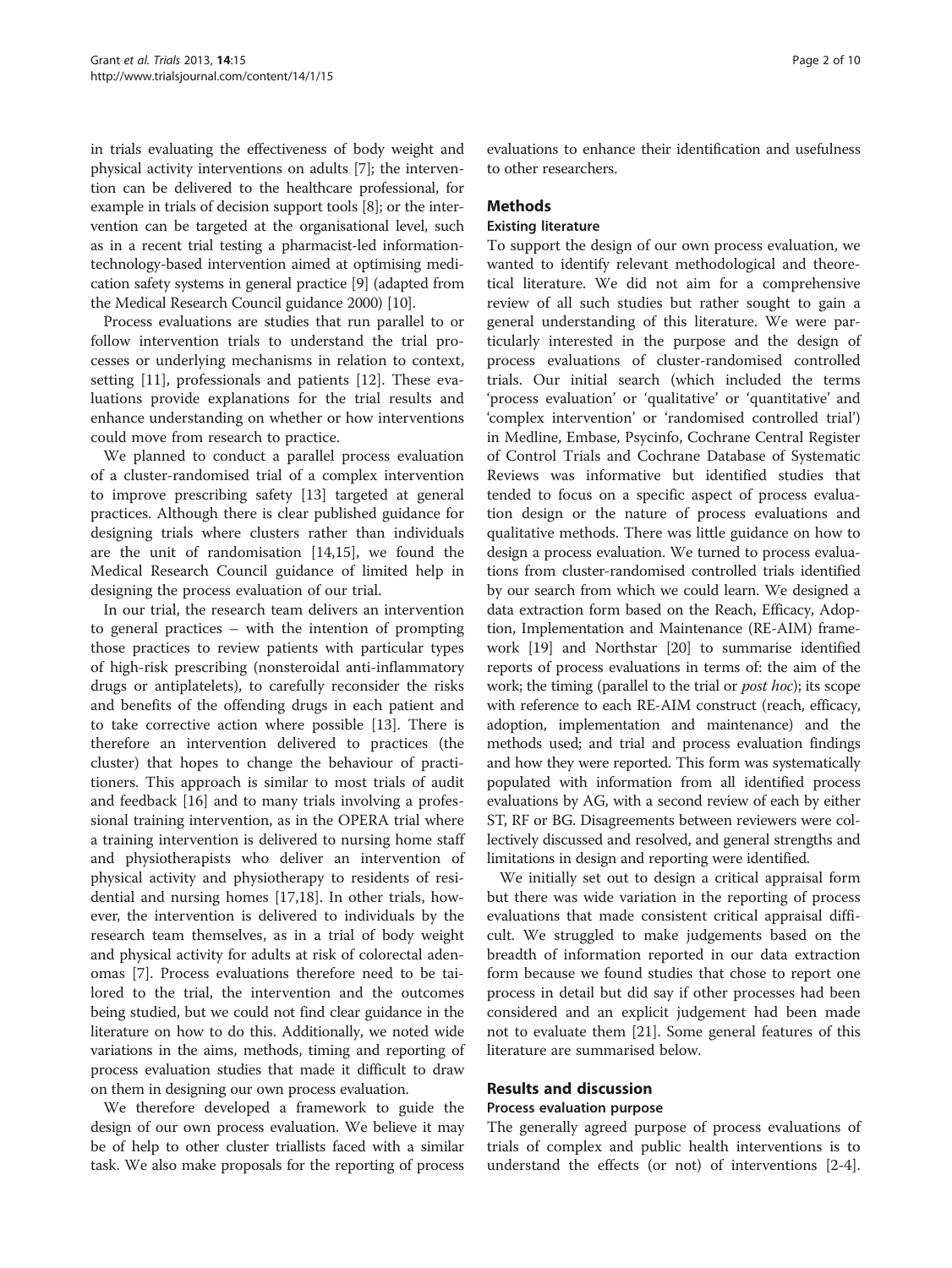in trials evaluating the effectiveness of body weight and physical activity interventions on adults [7]; the intervention can be delivered to the healthcare professional, for example in trials of decision support tools [8]; or the intervention can be targeted at the organisational level, such as in a recent trial testing a pharmacist-led information-technology-based intervention aimed at optimising medication safety systems in general practice [9] (adapted from the Medical Research Council guidance 2000) [10].

Process evaluations are studies that run parallel to or follow intervention trials to understand the trial processes or underlying mechanisms in relation to context, setting [11], professionals and patients [12]. These evaluations provide explanations for the trial results and enhance understanding on whether or how interventions could move from research to practice.

We planned to conduct a parallel process evaluation of a cluster-randomised trial of a complex intervention to improve prescribing safety [13] targeted at general practices. Although there is clear published guidance for designing trials where clusters rather than individuals are the unit of randomisation [14,15], we found the Medical Research Council guidance of limited help in designing the process evaluation of our trial.

In our trial, the research team delivers an intervention to general practices – with the intention of prompting those practices to review patients with particular types of high-risk prescribing (nonsteroidal anti-inflammatory drugs or antiplatelets), to carefully reconsider the risks and benefits of the offending drugs in each patient and to take corrective action where possible [13]. There is therefore an intervention delivered to practices (the cluster) that hopes to change the behaviour of practitioners. This approach is similar to most trials of audit and feedback [16] and to many trials involving a professional training intervention, as in the OPERA trial where a training intervention is delivered to nursing home staff and physiotherapists who deliver an intervention of physical activity and physiotherapy to residents of residential and nursing homes [17,18]. In other trials, however, the intervention is delivered to individuals by the research team themselves, as in a trial of body weight and physical activity for adults at risk of colorectal adenomas [7]. Process evaluations therefore need to be tailored to the trial, the intervention and the outcomes being studied, but we could not find clear guidance in the literature on how to do this. Additionally, we noted wide variations in the aims, methods, timing and reporting of process evaluation studies that made it difficult to draw on them in designing our own process evaluation.

We therefore developed a framework to guide the design of our own process evaluation. We believe it may be of help to other cluster triallists faced with a similar task. We also make proposals for the reporting of process evaluations to enhance their identification and usefulness to other researchers.

## Methods

### Existing literature

To support the design of our own process evaluation, we wanted to identify relevant methodological and theoretical literature. We did not aim for a comprehensive review of all such studies but rather sought to gain a general understanding of this literature. We were particularly interested in the purpose and the design of process evaluations of cluster-randomised controlled trials. Our initial search (which included the terms 'process evaluation' or 'qualitative' or 'quantitative' and 'complex intervention' or 'randomised controlled trial') in Medline, Embase, Psycinfo, Cochrane Central Register of Control Trials and Cochrane Database of Systematic Reviews was informative but identified studies that tended to focus on a specific aspect of process evaluation design or the nature of process evaluations and qualitative methods. There was little guidance on how to design a process evaluation. We turned to process evaluations from cluster-randomised controlled trials identified by our search from which we could learn. We designed a data extraction form based on the Reach, Efficacy, Adoption, Implementation and Maintenance (RE-AIM) framework [19] and Northstar [20] to summarise identified reports of process evaluations in terms of: the aim of the work; the timing (parallel to the trial or *post hoc*); its scope with reference to each RE-AIM construct (reach, efficacy, adoption, implementation and maintenance) and the methods used; and trial and process evaluation findings and how they were reported. This form was systematically populated with information from all identified process evaluations by AG, with a second review of each by either ST, RF or BG. Disagreements between reviewers were collectively discussed and resolved, and general strengths and limitations in design and reporting were identified.

We initially set out to design a critical appraisal form but there was wide variation in the reporting of process evaluations that made consistent critical appraisal difficult. We struggled to make judgements based on the breadth of information reported in our data extraction form because we found studies that chose to report one process in detail but did say if other processes had been considered and an explicit judgement had been made not to evaluate them [21]. Some general features of this literature are summarised below.

## Results and discussion

### Process evaluation purpose

The generally agreed purpose of process evaluations of trials of complex and public health interventions is to understand the effects (or not) of interventions [2-4].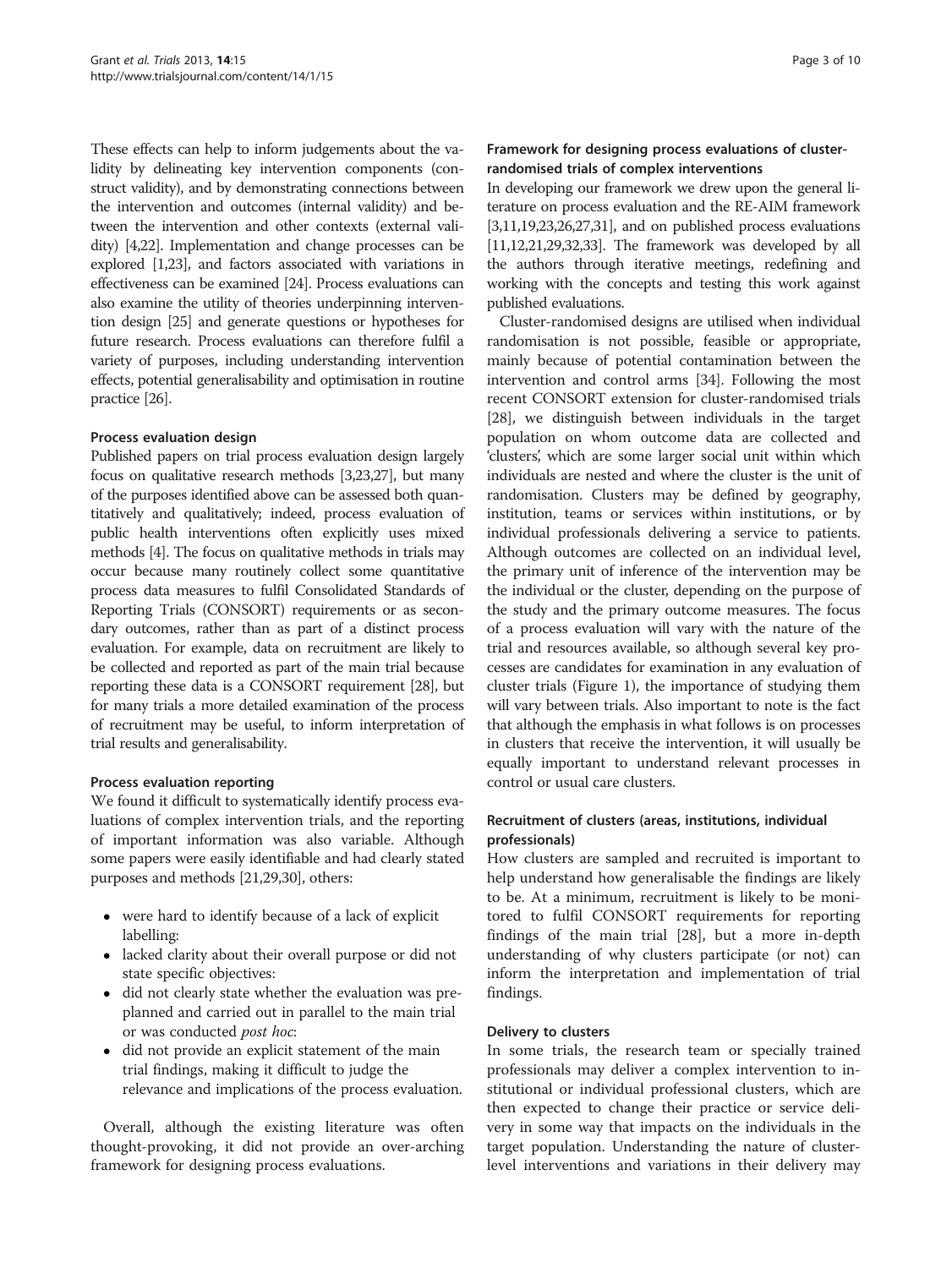These effects can help to inform judgements about the validity by delineating key intervention components (construct validity), and by demonstrating connections between the intervention and outcomes (internal validity) and between the intervention and other contexts (external validity) [4,22]. Implementation and change processes can be explored [1,23], and factors associated with variations in effectiveness can be examined [24]. Process evaluations can also examine the utility of theories underpinning intervention design [25] and generate questions or hypotheses for future research. Process evaluations can therefore fulfil a variety of purposes, including understanding intervention effects, potential generalisability and optimisation in routine practice [26].

#### Process evaluation design

Published papers on trial process evaluation design largely focus on qualitative research methods [3,23,27], but many of the purposes identified above can be assessed both quantitatively and qualitatively; indeed, process evaluation of public health interventions often explicitly uses mixed methods [4]. The focus on qualitative methods in trials may occur because many routinely collect some quantitative process data measures to fulfil Consolidated Standards of Reporting Trials (CONSORT) requirements or as secondary outcomes, rather than as part of a distinct process evaluation. For example, data on recruitment are likely to be collected and reported as part of the main trial because reporting these data is a CONSORT requirement [28], but for many trials a more detailed examination of the process of recruitment may be useful, to inform interpretation of trial results and generalisability.

#### Process evaluation reporting

We found it difficult to systematically identify process evaluations of complex intervention trials, and the reporting of important information was also variable. Although some papers were easily identifiable and had clearly stated purposes and methods [21,29,30], others:

- were hard to identify because of a lack of explicit labelling:
- lacked clarity about their overall purpose or did not state specific objectives:
- did not clearly state whether the evaluation was pre-planned and carried out in parallel to the main trial or was conducted *post hoc*:
- did not provide an explicit statement of the main trial findings, making it difficult to judge the relevance and implications of the process evaluation.

Overall, although the existing literature was often thought-provoking, it did not provide an over-arching framework for designing process evaluations.

### Framework for designing process evaluations of cluster-randomised trials of complex interventions

In developing our framework we drew upon the general literature on process evaluation and the RE-AIM framework [3,11,19,23,26,27,31], and on published process evaluations [11,12,21,29,32,33]. The framework was developed by all the authors through iterative meetings, redefining and working with the concepts and testing this work against published evaluations.

Cluster-randomised designs are utilised when individual randomisation is not possible, feasible or appropriate, mainly because of potential contamination between the intervention and control arms [34]. Following the most recent CONSORT extension for cluster-randomised trials [28], we distinguish between individuals in the target population on whom outcome data are collected and 'clusters', which are some larger social unit within which individuals are nested and where the cluster is the unit of randomisation. Clusters may be defined by geography, institution, teams or services within institutions, or by individual professionals delivering a service to patients. Although outcomes are collected on an individual level, the primary unit of inference of the intervention may be the individual or the cluster, depending on the purpose of the study and the primary outcome measures. The focus of a process evaluation will vary with the nature of the trial and resources available, so although several key processes are candidates for examination in any evaluation of cluster trials (Figure 1), the importance of studying them will vary between trials. Also important to note is the fact that although the emphasis in what follows is on processes in clusters that receive the intervention, it will usually be equally important to understand relevant processes in control or usual care clusters.

#### Recruitment of clusters (areas, institutions, individual professionals)

How clusters are sampled and recruited is important to help understand how generalisable the findings are likely to be. At a minimum, recruitment is likely to be monitored to fulfil CONSORT requirements for reporting findings of the main trial [28], but a more in-depth understanding of why clusters participate (or not) can inform the interpretation and implementation of trial findings.

#### Delivery to clusters

In some trials, the research team or specially trained professionals may deliver a complex intervention to institutional or individual professional clusters, which are then expected to change their practice or service delivery in some way that impacts on the individuals in the target population. Understanding the nature of cluster-level interventions and variations in their delivery may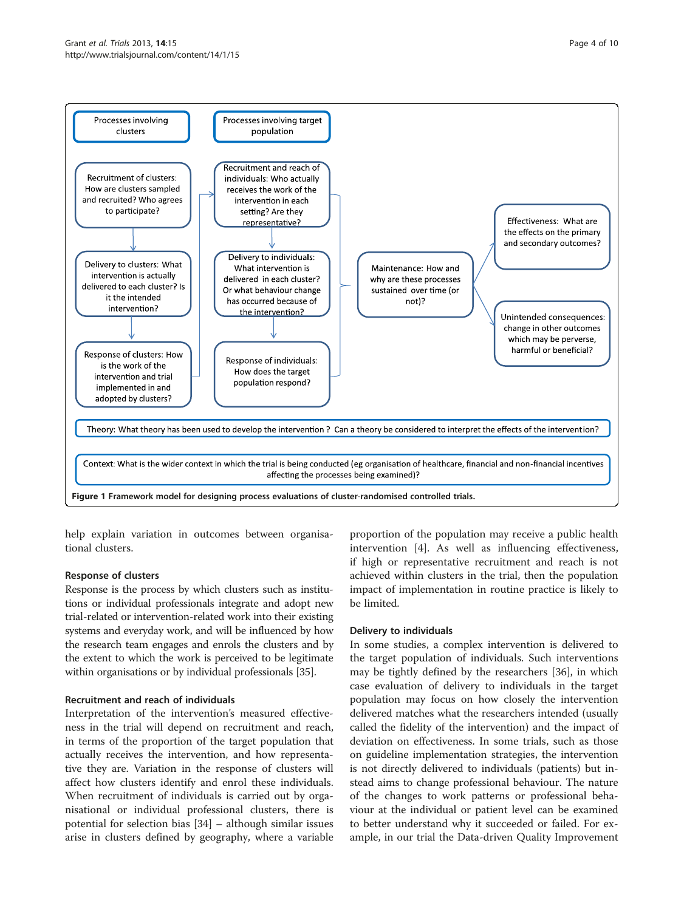**Processes involving clusters**

- Recruitment of clusters: How are clusters sampled and recruited? Who agrees to participate?
- Delivery to clusters: What intervention is actually delivered to each cluster? Is it the intended intervention?
- Response of clusters: How is the work of the intervention and trial implemented in and adopted by clusters?

**Processes involving target population**

- Recruitment and reach of individuals: Who actually receives the work of the intervention in each setting? Are they representative?
- Delivery to individuals: What intervention is delivered in each cluster? Or what behaviour change has occurred because of the intervention?
- Response of individuals: How does the target population respond?

Maintenance: How and why are these processes sustained over time (or not)?

Effectiveness: What are the effects on the primary and secondary outcomes?

Unintended consequences: change in other outcomes which may be perverse, harmful or beneficial?

Theory: What theory has been used to develop the intervention ? Can a theory be considered to interpret the effects of the intervention?

Context: What is the wider context in which the trial is being conducted (eg organisation of healthcare, financial and non-financial incentives affecting the processes being examined)?

**Figure 1 Framework model for designing process evaluations of cluster-randomised controlled trials.**

help explain variation in outcomes between organisational clusters.

### Response of clusters

Response is the process by which clusters such as institutions or individual professionals integrate and adopt new trial-related or intervention-related work into their existing systems and everyday work, and will be influenced by how the research team engages and enrols the clusters and by the extent to which the work is perceived to be legitimate within organisations or by individual professionals [35].

### Recruitment and reach of individuals

Interpretation of the intervention's measured effectiveness in the trial will depend on recruitment and reach, in terms of the proportion of the target population that actually receives the intervention, and how representative they are. Variation in the response of clusters will affect how clusters identify and enrol these individuals. When recruitment of individuals is carried out by organisational or individual professional clusters, there is potential for selection bias [34] – although similar issues arise in clusters defined by geography, where a variable proportion of the population may receive a public health intervention [4]. As well as influencing effectiveness, if high or representative recruitment and reach is not achieved within clusters in the trial, then the population impact of implementation in routine practice is likely to be limited.

### Delivery to individuals

In some studies, a complex intervention is delivered to the target population of individuals. Such interventions may be tightly defined by the researchers [36], in which case evaluation of delivery to individuals in the target population may focus on how closely the intervention delivered matches what the researchers intended (usually called the fidelity of the intervention) and the impact of deviation on effectiveness. In some trials, such as those on guideline implementation strategies, the intervention is not directly delivered to individuals (patients) but instead aims to change professional behaviour. The nature of the changes to work patterns or professional behaviour at the individual or patient level can be examined to better understand why it succeeded or failed. For example, in our trial the Data-driven Quality Improvement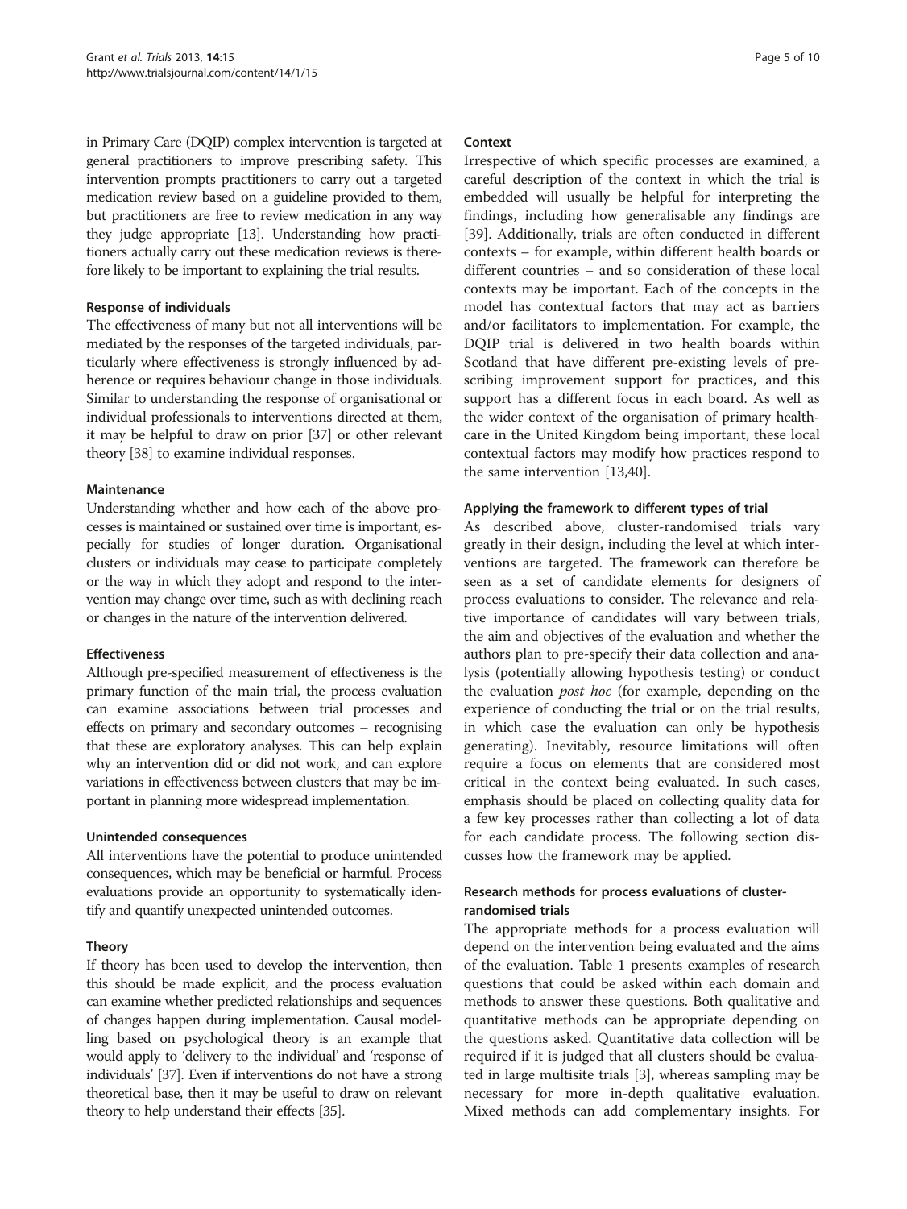in Primary Care (DQIP) complex intervention is targeted at general practitioners to improve prescribing safety. This intervention prompts practitioners to carry out a targeted medication review based on a guideline provided to them, but practitioners are free to review medication in any way they judge appropriate [13]. Understanding how practitioners actually carry out these medication reviews is therefore likely to be important to explaining the trial results.

#### Response of individuals

The effectiveness of many but not all interventions will be mediated by the responses of the targeted individuals, particularly where effectiveness is strongly influenced by adherence or requires behaviour change in those individuals. Similar to understanding the response of organisational or individual professionals to interventions directed at them, it may be helpful to draw on prior [37] or other relevant theory [38] to examine individual responses.

#### Maintenance

Understanding whether and how each of the above processes is maintained or sustained over time is important, especially for studies of longer duration. Organisational clusters or individuals may cease to participate completely or the way in which they adopt and respond to the intervention may change over time, such as with declining reach or changes in the nature of the intervention delivered.

#### Effectiveness

Although pre-specified measurement of effectiveness is the primary function of the main trial, the process evaluation can examine associations between trial processes and effects on primary and secondary outcomes – recognising that these are exploratory analyses. This can help explain why an intervention did or did not work, and can explore variations in effectiveness between clusters that may be important in planning more widespread implementation.

#### Unintended consequences

All interventions have the potential to produce unintended consequences, which may be beneficial or harmful. Process evaluations provide an opportunity to systematically identify and quantify unexpected unintended outcomes.

#### Theory

If theory has been used to develop the intervention, then this should be made explicit, and the process evaluation can examine whether predicted relationships and sequences of changes happen during implementation. Causal modelling based on psychological theory is an example that would apply to 'delivery to the individual' and 'response of individuals' [37]. Even if interventions do not have a strong theoretical base, then it may be useful to draw on relevant theory to help understand their effects [35].

#### Context

Irrespective of which specific processes are examined, a careful description of the context in which the trial is embedded will usually be helpful for interpreting the findings, including how generalisable any findings are [39]. Additionally, trials are often conducted in different contexts – for example, within different health boards or different countries – and so consideration of these local contexts may be important. Each of the concepts in the model has contextual factors that may act as barriers and/or facilitators to implementation. For example, the DQIP trial is delivered in two health boards within Scotland that have different pre-existing levels of prescribing improvement support for practices, and this support has a different focus in each board. As well as the wider context of the organisation of primary healthcare in the United Kingdom being important, these local contextual factors may modify how practices respond to the same intervention [13,40].

#### Applying the framework to different types of trial

As described above, cluster-randomised trials vary greatly in their design, including the level at which interventions are targeted. The framework can therefore be seen as a set of candidate elements for designers of process evaluations to consider. The relevance and relative importance of candidates will vary between trials, the aim and objectives of the evaluation and whether the authors plan to pre-specify their data collection and analysis (potentially allowing hypothesis testing) or conduct the evaluation *post hoc* (for example, depending on the experience of conducting the trial or on the trial results, in which case the evaluation can only be hypothesis generating). Inevitably, resource limitations will often require a focus on elements that are considered most critical in the context being evaluated. In such cases, emphasis should be placed on collecting quality data for a few key processes rather than collecting a lot of data for each candidate process. The following section discusses how the framework may be applied.

### Research methods for process evaluations of cluster-randomised trials

The appropriate methods for a process evaluation will depend on the intervention being evaluated and the aims of the evaluation. Table 1 presents examples of research questions that could be asked within each domain and methods to answer these questions. Both qualitative and quantitative methods can be appropriate depending on the questions asked. Quantitative data collection will be required if it is judged that all clusters should be evaluated in large multisite trials [3], whereas sampling may be necessary for more in-depth qualitative evaluation. Mixed methods can add complementary insights. For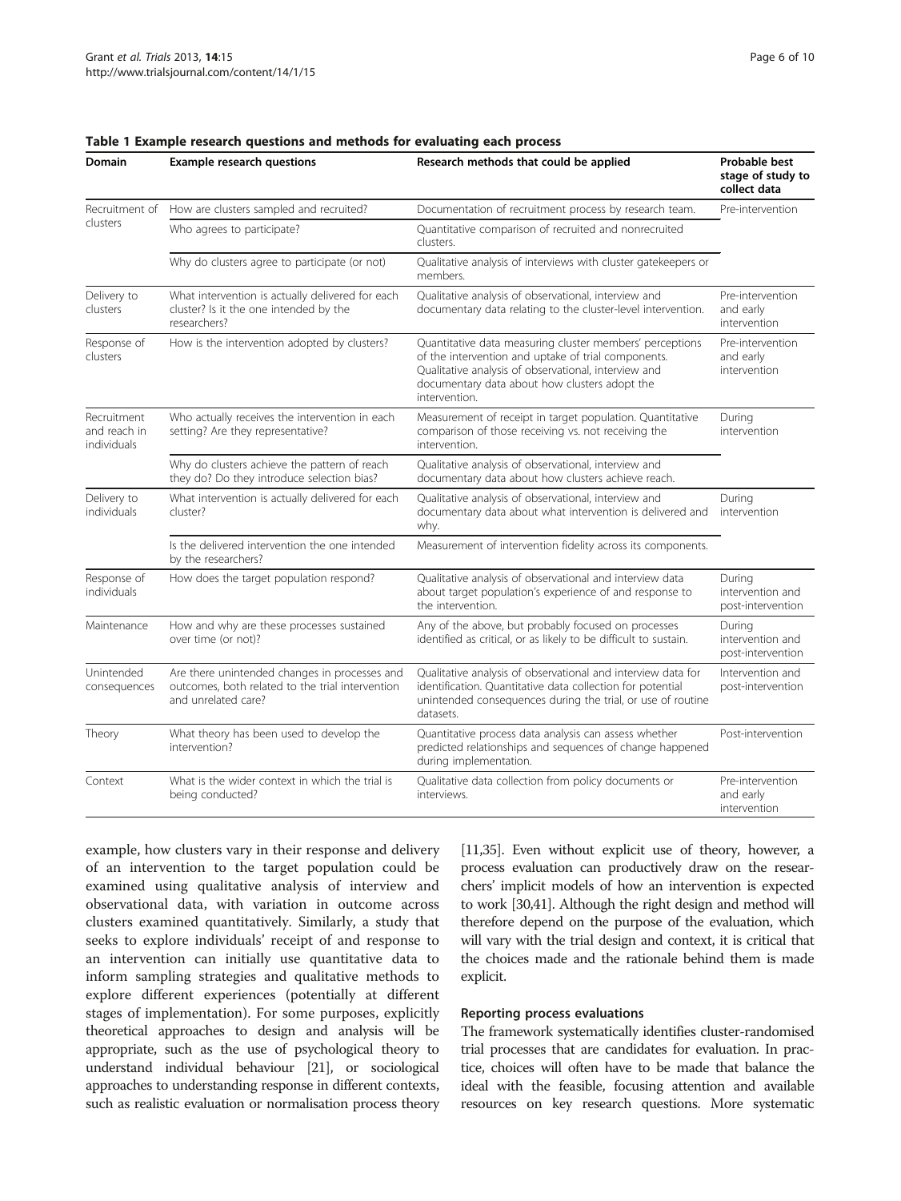**Table 1 Example research questions and methods for evaluating each process**

| Domain | Example research questions | Research methods that could be applied | Probable best stage of study to collect data |
|---|---|---|---|
| Recruitment of clusters | How are clusters sampled and recruited? | Documentation of recruitment process by research team. | Pre-intervention |
| | Who agrees to participate? | Quantitative comparison of recruited and nonrecruited clusters. | |
| | Why do clusters agree to participate (or not) | Qualitative analysis of interviews with cluster gatekeepers or members. | |
| Delivery to clusters | What intervention is actually delivered for each cluster? Is it the one intended by the researchers? | Qualitative analysis of observational, interview and documentary data relating to the cluster-level intervention. | Pre-intervention and early intervention |
| Response of clusters | How is the intervention adopted by clusters? | Quantitative data measuring cluster members' perceptions of the intervention and uptake of trial components. Qualitative analysis of observational, interview and documentary data about how clusters adopt the intervention. | Pre-intervention and early intervention |
| Recruitment and reach in individuals | Who actually receives the intervention in each setting? Are they representative? | Measurement of receipt in target population. Quantitative comparison of those receiving vs. not receiving the intervention. | During intervention |
| | Why do clusters achieve the pattern of reach they do? Do they introduce selection bias? | Qualitative analysis of observational, interview and documentary data about how clusters achieve reach. | |
| Delivery to individuals | What intervention is actually delivered for each cluster? | Qualitative analysis of observational, interview and documentary data about what intervention is delivered and why. | During intervention |
| | Is the delivered intervention the one intended by the researchers? | Measurement of intervention fidelity across its components. | |
| Response of individuals | How does the target population respond? | Qualitative analysis of observational and interview data about target population's experience of and response to the intervention. | During intervention and post-intervention |
| Maintenance | How and why are these processes sustained over time (or not)? | Any of the above, but probably focused on processes identified as critical, or as likely to be difficult to sustain. | During intervention and post-intervention |
| Unintended consequences | Are there unintended changes in processes and outcomes, both related to the trial intervention and unrelated care? | Qualitative analysis of observational and interview data for identification. Quantitative data collection for potential unintended consequences during the trial, or use of routine datasets. | Intervention and post-intervention |
| Theory | What theory has been used to develop the intervention? | Quantitative process data analysis can assess whether predicted relationships and sequences of change happened during implementation. | Post-intervention |
| Context | What is the wider context in which the trial is being conducted? | Qualitative data collection from policy documents or interviews. | Pre-intervention and early intervention |

example, how clusters vary in their response and delivery of an intervention to the target population could be examined using qualitative analysis of interview and observational data, with variation in outcome across clusters examined quantitatively. Similarly, a study that seeks to explore individuals' receipt of and response to an intervention can initially use quantitative data to inform sampling strategies and qualitative methods to explore different experiences (potentially at different stages of implementation). For some purposes, explicitly theoretical approaches to design and analysis will be appropriate, such as the use of psychological theory to understand individual behaviour [21], or sociological approaches to understanding response in different contexts, such as realistic evaluation or normalisation process theory [11,35]. Even without explicit use of theory, however, a process evaluation can productively draw on the researchers' implicit models of how an intervention is expected to work [30,41]. Although the right design and method will therefore depend on the purpose of the evaluation, which will vary with the trial design and context, it is critical that the choices made and the rationale behind them is made explicit.

### Reporting process evaluations

The framework systematically identifies cluster-randomised trial processes that are candidates for evaluation. In practice, choices will often have to be made that balance the ideal with the feasible, focusing attention and available resources on key research questions. More systematic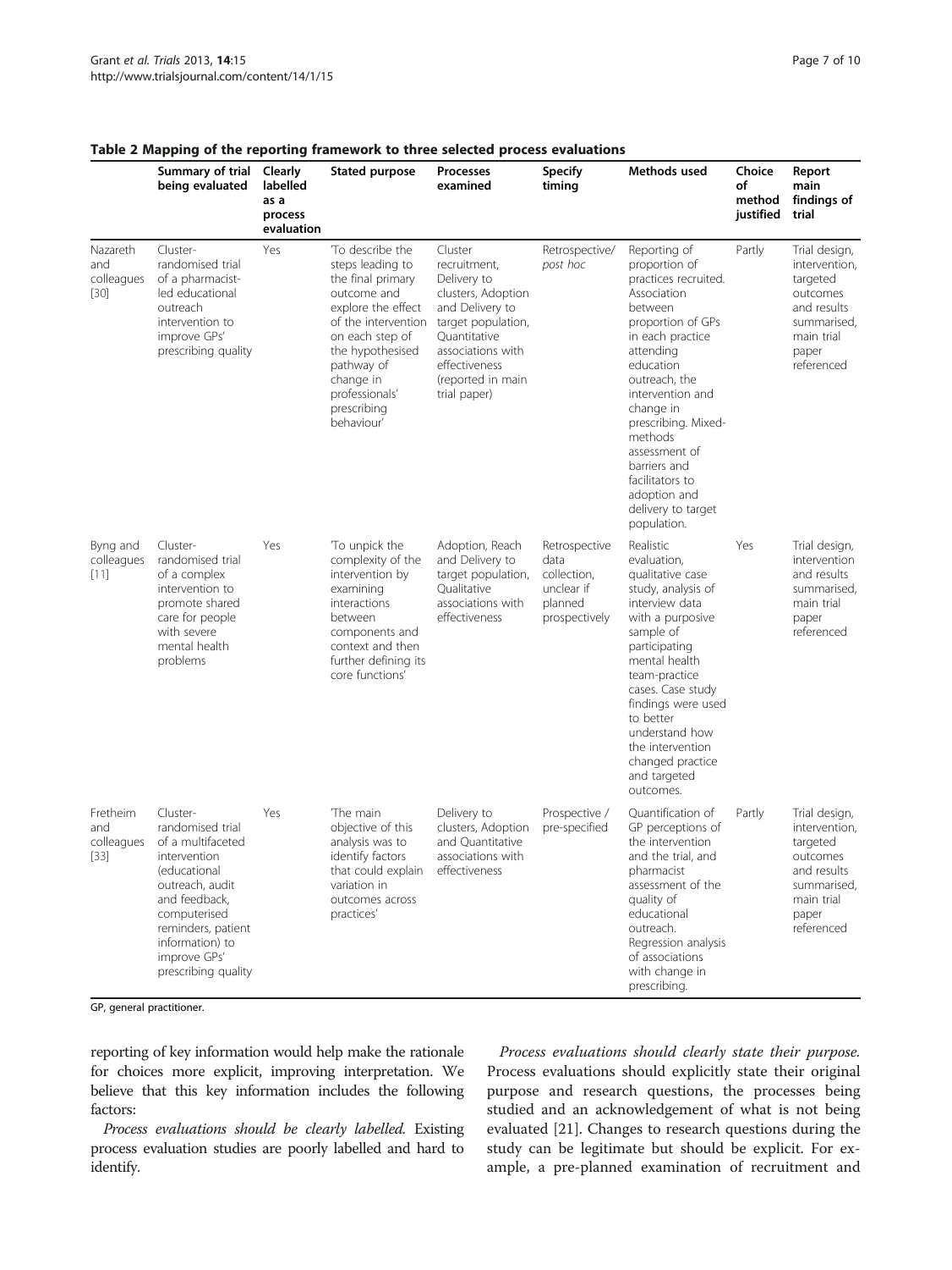**Table 2 Mapping of the reporting framework to three selected process evaluations**

| | Summary of trial being evaluated | Clearly labelled as a process evaluation | Stated purpose | Processes examined | Specify timing | Methods used | Choice of method justified | Report main findings of trial |
|---|---|---|---|---|---|---|---|---|
| Nazareth and colleagues [30] | Cluster-randomised trial of a pharmacist-led educational outreach intervention to improve GPs' prescribing quality | Yes | 'To describe the steps leading to the final primary outcome and explore the effect of the intervention on each step of the hypothesised pathway of change in professionals' prescribing behaviour' | Cluster recruitment, Delivery to clusters, Adoption and Delivery to target population, Quantitative associations with effectiveness (reported in main trial paper) | Retrospective/ *post hoc* | Reporting of proportion of practices recruited. Association between proportion of GPs in each practice attending education outreach, the intervention and change in prescribing. Mixed-methods assessment of barriers and facilitators to adoption and delivery to target population. | Partly | Trial design, intervention, targeted outcomes and results summarised, main trial paper referenced |
| Byng and colleagues [11] | Cluster-randomised trial of a complex intervention to promote shared care for people with severe mental health problems | Yes | 'To unpick the complexity of the intervention by examining interactions between components and context and then further defining its core functions' | Adoption, Reach and Delivery to target population, Qualitative associations with effectiveness | Retrospective data collection, unclear if planned prospectively | Realistic evaluation, qualitative case study, analysis of interview data with a purposive sample of participating mental health team-practice cases. Case study findings were used to better understand how the intervention changed practice and targeted outcomes. | Yes | Trial design, intervention and results summarised, main trial paper referenced |
| Fretheim and colleagues [33] | Cluster-randomised trial of a multifaceted intervention (educational outreach, audit and feedback, computerised reminders, patient information) to improve GPs' prescribing quality | Yes | 'The main objective of this analysis was to identify factors that could explain variation in outcomes across practices' | Delivery to clusters, Adoption and Quantitative associations with effectiveness | Prospective / pre-specified | Quantification of GP perceptions of the intervention and the trial, and pharmacist assessment of the quality of educational outreach. Regression analysis of associations with change in prescribing. | Partly | Trial design, intervention, targeted outcomes and results summarised, main trial paper referenced |

GP, general practitioner.

reporting of key information would help make the rationale for choices more explicit, improving interpretation. We believe that this key information includes the following factors:

*Process evaluations should be clearly labelled.* Existing process evaluation studies are poorly labelled and hard to identify.

*Process evaluations should clearly state their purpose.* Process evaluations should explicitly state their original purpose and research questions, the processes being studied and an acknowledgement of what is not being evaluated [21]. Changes to research questions during the study can be legitimate but should be explicit. For example, a pre-planned examination of recruitment and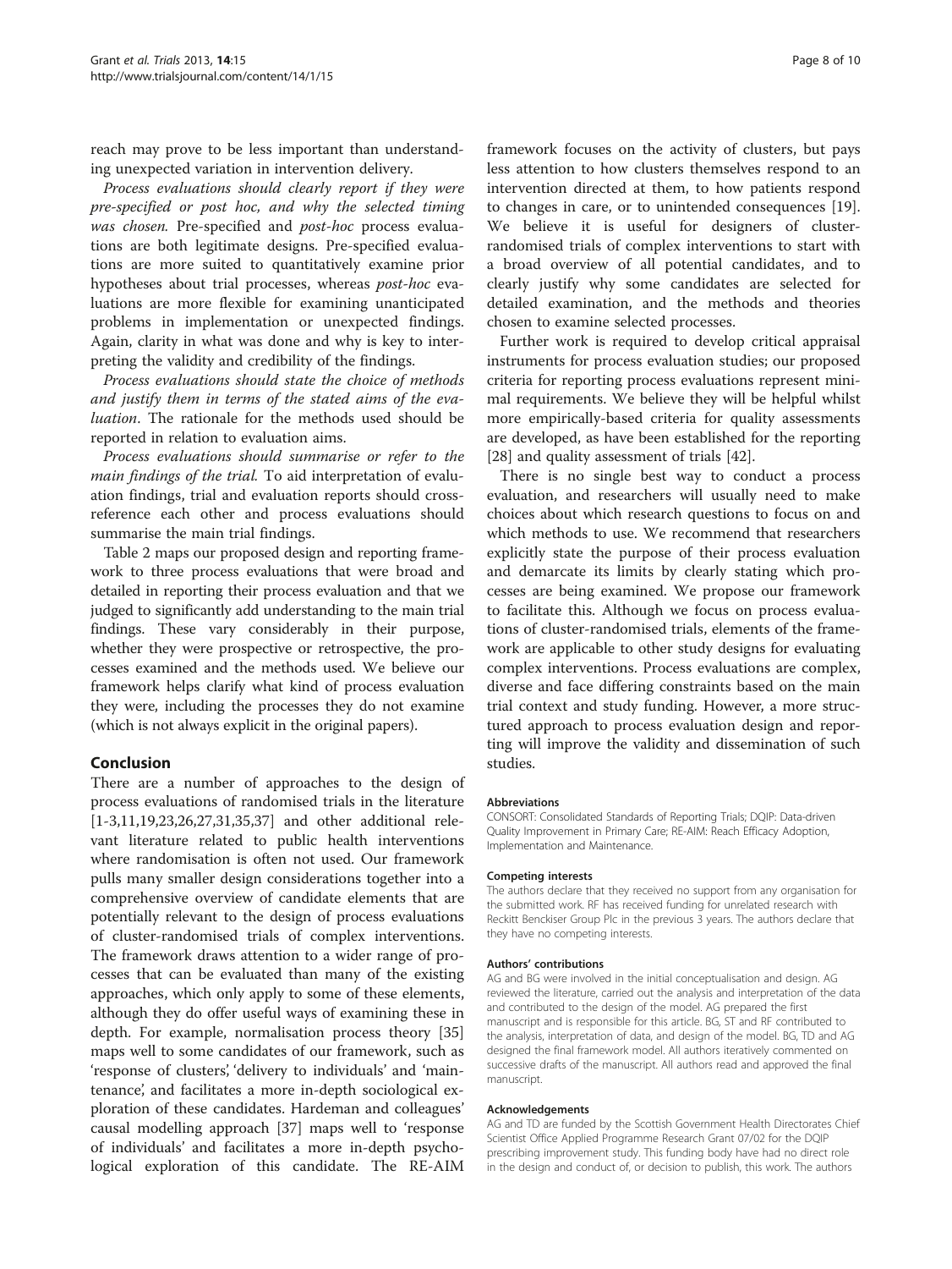reach may prove to be less important than understanding unexpected variation in intervention delivery.

*Process evaluations should clearly report if they were pre-specified or post hoc, and why the selected timing was chosen.* Pre-specified and *post-hoc* process evaluations are both legitimate designs. Pre-specified evaluations are more suited to quantitatively examine prior hypotheses about trial processes, whereas *post-hoc* evaluations are more flexible for examining unanticipated problems in implementation or unexpected findings. Again, clarity in what was done and why is key to interpreting the validity and credibility of the findings.

*Process evaluations should state the choice of methods and justify them in terms of the stated aims of the evaluation*. The rationale for the methods used should be reported in relation to evaluation aims.

*Process evaluations should summarise or refer to the main findings of the trial.* To aid interpretation of evaluation findings, trial and evaluation reports should cross-reference each other and process evaluations should summarise the main trial findings.

Table 2 maps our proposed design and reporting framework to three process evaluations that were broad and detailed in reporting their process evaluation and that we judged to significantly add understanding to the main trial findings. These vary considerably in their purpose, whether they were prospective or retrospective, the processes examined and the methods used. We believe our framework helps clarify what kind of process evaluation they were, including the processes they do not examine (which is not always explicit in the original papers).

## Conclusion

There are a number of approaches to the design of process evaluations of randomised trials in the literature [1-3,11,19,23,26,27,31,35,37] and other additional relevant literature related to public health interventions where randomisation is often not used. Our framework pulls many smaller design considerations together into a comprehensive overview of candidate elements that are potentially relevant to the design of process evaluations of cluster-randomised trials of complex interventions. The framework draws attention to a wider range of processes that can be evaluated than many of the existing approaches, which only apply to some of these elements, although they do offer useful ways of examining these in depth. For example, normalisation process theory [35] maps well to some candidates of our framework, such as 'response of clusters', 'delivery to individuals' and 'maintenance', and facilitates a more in-depth sociological exploration of these candidates. Hardeman and colleagues' causal modelling approach [37] maps well to 'response of individuals' and facilitates a more in-depth psychological exploration of this candidate. The RE-AIM framework focuses on the activity of clusters, but pays less attention to how clusters themselves respond to an intervention directed at them, to how patients respond to changes in care, or to unintended consequences [19]. We believe it is useful for designers of cluster-randomised trials of complex interventions to start with a broad overview of all potential candidates, and to clearly justify why some candidates are selected for detailed examination, and the methods and theories chosen to examine selected processes.

Further work is required to develop critical appraisal instruments for process evaluation studies; our proposed criteria for reporting process evaluations represent minimal requirements. We believe they will be helpful whilst more empirically-based criteria for quality assessments are developed, as have been established for the reporting [28] and quality assessment of trials [42].

There is no single best way to conduct a process evaluation, and researchers will usually need to make choices about which research questions to focus on and which methods to use. We recommend that researchers explicitly state the purpose of their process evaluation and demarcate its limits by clearly stating which processes are being examined. We propose our framework to facilitate this. Although we focus on process evaluations of cluster-randomised trials, elements of the framework are applicable to other study designs for evaluating complex interventions. Process evaluations are complex, diverse and face differing constraints based on the main trial context and study funding. However, a more structured approach to process evaluation design and reporting will improve the validity and dissemination of such studies.

#### Abbreviations

CONSORT: Consolidated Standards of Reporting Trials; DQIP: Data-driven Quality Improvement in Primary Care; RE-AIM: Reach Efficacy Adoption, Implementation and Maintenance.

#### Competing interests

The authors declare that they received no support from any organisation for the submitted work. RF has received funding for unrelated research with Reckitt Benckiser Group Plc in the previous 3 years. The authors declare that they have no competing interests.

#### Authors' contributions

AG and BG were involved in the initial conceptualisation and design. AG reviewed the literature, carried out the analysis and interpretation of the data and contributed to the design of the model. AG prepared the first manuscript and is responsible for this article. BG, ST and RF contributed to the analysis, interpretation of data, and design of the model. BG, TD and AG designed the final framework model. All authors iteratively commented on successive drafts of the manuscript. All authors read and approved the final manuscript.

#### Acknowledgements

AG and TD are funded by the Scottish Government Health Directorates Chief Scientist Office Applied Programme Research Grant 07/02 for the DQIP prescribing improvement study. This funding body have had no direct role in the design and conduct of, or decision to publish, this work. The authors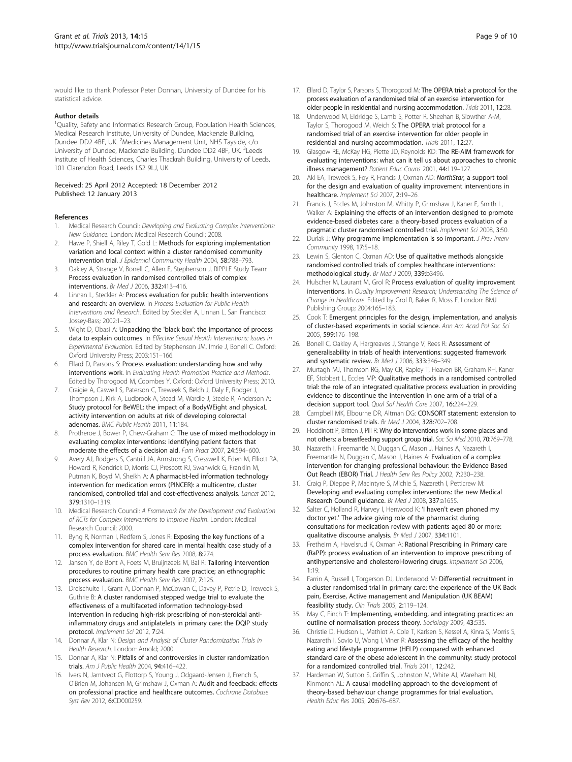would like to thank Professor Peter Donnan, University of Dundee for his statistical advice.

#### Author details

[1]Quality, Safety and Informatics Research Group, Population Health Sciences, Medical Research Institute, University of Dundee, Mackenzie Building, Dundee DD2 4BF, UK. [2]Medicines Management Unit, NHS Tayside, c/o University of Dundee, Mackenzie Building, Dundee DD2 4BF, UK. [3]Leeds Institute of Health Sciences, Charles Thackrah Building, University of Leeds, 101 Clarendon Road, Leeds LS2 9LJ, UK.

Received: 25 April 2012 Accepted: 18 December 2012
Published: 12 January 2013

#### References

1. Medical Research Council: *Developing and Evaluating Complex Interventions: New Guidance*. London: Medical Research Council; 2008.
2. Hawe P, Shiell A, Riley T, Gold L: **Methods for exploring implementation variation and local context within a cluster randomised community intervention trial.** *J Epidemiol Community Health* 2004, **58:**788–793.
3. Oakley A, Strange V, Bonell C, Allen E, Stephenson J, RIPPLE Study Team: **Process evaluation in randomised controlled trials of complex interventions.** *Br Med J* 2006, **332:**413–416.
4. Linnan L, Steckler A: **Process evaluation for public health interventions and research: an overview**. In *Process Evaluation for Public Health Interventions and Research*. Edited by Steckler A, Linnan L. San Francisco: Jossey-Bass; 2002:1–23.
5. Wight D, Obasi A: **Unpacking the 'black box': the importance of process data to explain outcomes**. In *Effective Sexual Health Interventions: Issues in Experimental Evaluation*. Edited by Stephenson JM, Imrie J, Bonell C. Oxford: Oxford University Press; 2003:151–166.
6. Ellard D, Parsons S: **Process evaluation: understanding how and why interventions work**. In *Evaluating Health Promotion Practice and Methods*. Edited by Thorogood M, Coombes Y. Oxford: Oxford University Press; 2010.
7. Craigie A, Caswell S, Paterson C, Treweek S, Belch J, Daly F, Rodger J, Thompson J, Kirk A, Ludbrook A, Stead M, Wardle J, Steele R, Anderson A: **Study protocol for BeWEL: the impact of a BodyWEight and physicaL activity intervention on adults at risk of developing colorectal adenomas.** *BMC Public Health* 2011, **11:**184.
8. Protheroe J, Bower P, Chew-Graham C: **The use of mixed methodology in evaluating complex interventions: identifying patient factors that moderate the effects of a decision aid.** *Fam Pract* 2007, **24:**594–600.
9. Avery AJ, Rodgers S, Cantrill JA, Armstrong S, Cresswell K, Eden M, Elliott RA, Howard R, Kendrick D, Morris CJ, Prescott RJ, Swanwick G, Franklin M, Putman K, Boyd M, Sheikh A: **A pharmacist-led information technology intervention for medication errors (PINCER): a multicentre, cluster randomised, controlled trial and cost-effectiveness analysis.** *Lancet* 2012, **379:**1310–1319.
10. Medical Research Council: *A Framework for the Development and Evaluation of RCTs for Complex Interventions to Improve Health*. London: Medical Research Council; 2000.
11. Byng R, Norman I, Redfern S, Jones R: **Exposing the key functions of a complex intervention for shared care in mental health: case study of a process evaluation.** *BMC Health Serv Res* 2008, **8:**274.
12. Jansen Y, de Bont A, Foets M, Bruijnzeels M, Bal R: **Tailoring intervention procedures to routine primary health care practice; an ethnographic process evaluation.** *BMC Health Serv Res* 2007, **7:**125.
13. Dreischulte T, Grant A, Donnan P, McCowan C, Davey P, Petrie D, Treweek S, Guthrie B: **A cluster randomised stepped wedge trial to evaluate the effectiveness of a multifaceted information technology-bsed intervention in reducing high-risk prescribing of non-steroidal anti-inflammatory drugs and antiplatelets in primary care: the DQIP study protocol.** *Implement Sci* 2012, **7:**24.
14. Donnar A, Klar N: *Design and Analysis of Cluster Randomization Trials in Health Research*. London: Arnold; 2000.
15. Donnar A, Klar N: **Pitfalls of and controversies in cluster randomization trials.** *Am J Public Health* 2004, **94:**416–422.
16. Ivers N, Jamtvedt G, Flottorp S, Young J, Odgaard-Jensen J, French S, O'Brien M, Johansen M, Grimshaw J, Oxman A: **Audit and feedback: effects on professional practice and healthcare outcomes.** *Cochrane Database Syst Rev* 2012, **6:**CD000259.
17. Ellard D, Taylor S, Parsons S, Thorogood M: **The OPERA trial: a protocol for the process evaluation of a randomised trial of an exercise intervention for older people in residential and nursing accommodation.** *Trials* 2011, **12:**28.
18. Underwood M, Eldridge S, Lamb S, Potter R, Sheehan B, Slowther A-M, Taylor S, Thorogood M, Weich S: **The OPERA trial: protocol for a randomised trial of an exercise intervention for older people in residential and nursing accommodation.** *Trials* 2011, **12:**27.
19. Glasgow RE, McKay HG, Piette JD, Reynolds KD: **The RE-AIM framework for evaluating interventions: what can it tell us about approaches to chronic illness management?** *Patient Educ Couns* 2001, **44:**119–127.
20. Akl EA, Treweek S, Foy R, Francis J, Oxman AD: ***NorthStar*, a support tool for the design and evaluation of quality improvement interventions in healthcare.** *Implement Sci* 2007, **2:**19–26.
21. Francis J, Eccles M, Johnston M, Whitty P, Grimshaw J, Kaner E, Smith L, Walker A: **Explaining the effects of an intervention designed to promote evidence-based diabetes care: a theory-based process evaluation of a pragmatic cluster randomised controlled trial.** *Implement Sci* 2008, **3:**50.
22. Durlak J: **Why programme implementation is so important.** *J Prev Interv Community* 1998, **17:**5–18.
23. Lewin S, Glenton C, Oxman AD: **Use of qualitative methods alongside randomised controlled trials of complex healthcare interventions: methodological study.** *Br Med J* 2009, **339:**b3496.
24. Hulscher M, Laurant M, Grol R: **Process evaluation of quality improvement interventions**. In *Quality Improvement Research; Understanding The Science of Change in Healthcare*. Edited by Grol R, Baker R, Moss F. London: BMJ Publishing Group; 2004:165–183.
25. Cook T: **Emergent principles for the design, implementation, and analysis of cluster-based experiments in social science.** *Ann Am Acad Pol Soc Sci* 2005, **599:**176–198.
26. Bonell C, Oakley A, Hargreaves J, Strange V, Rees R: **Assessment of generalisability in trials of health interventions: suggested framework and systematic review.** *Br Med J* 2006, **333:**346–349.
27. Murtagh MJ, Thomson RG, May CR, Rapley T, Heaven BR, Graham RH, Kaner EF, Stobbart L, Eccles MP: **Qualitative methods in a randomised controlled trial: the role of an integrated qualitative process evaluation in providing evidence to discontinue the intervention in one arm of a trial of a decision support tool.** *Qual Saf Health Care* 2007, **16:**224–229.
28. Campbell MK, Elbourne DR, Altman DG: **CONSORT statement: extension to cluster randomised trials.** *Br Med J* 2004, **328:**702–708.
29. Hoddinott P, Britten J, Pill R: **Why do interventions work in some places and not others: a breastfeeding support group trial.** *Soc Sci Med* 2010, **70:**769–778.
30. Nazareth I, Freemantle N, Duggan C, Mason J, Haines A, Nazareth I, Freemantle N, Duggan C, Mason J, Haines A: **Evaluation of a complex intervention for changing professional behaviour: the Evidence Based Out Reach (EBOR) Trial.** *J Health Serv Res Policy* 2002, **7:**230–238.
31. Craig P, Dieppe P, Macintyre S, Michie S, Nazareth I, Petticrew M: **Developing and evaluating complex interventions: the new Medical Research Council guidance.** *Br Med J* 2008, **337:**a1655.
32. Salter C, Holland R, Harvey I, Henwood K: **'I haven't even phoned my doctor yet.' The advice giving role of the pharmacist during consultations for medication review with patients aged 80 or more: qualitative discourse analysis.** *Br Med J* 2007, **334:**1101.
33. Fretheim A, Havelsrud K, Oxman A: **Rational Prescribing in Primary care (RaPP): process evaluation of an intervention to improve prescribing of antihypertensive and cholesterol-lowering drugs.** *Implement Sci* 2006, **1:**19.
34. Farrin A, Russell I, Torgerson DJ, Underwood M: **Differential recruitment in a cluster randomised trial in primary care: the experience of the UK Back pain, Exercise, Active management and Manipulation (UK BEAM) feasibility study.** *Clin Trials* 2005, **2:**119–124.
35. May C, Finch T: **Implementing, embedding, and integrating practices: an outline of normalisation process theory.** *Sociology* 2009, **43:**535.
36. Christie D, Hudson L, Mathiot A, Cole T, Karlsen S, Kessel A, Kinra S, Morris S, Nazareth I, Sovio U, Wong I, Viner R: **Assessing the efficacy of the healthy eating and lifestyle programme (HELP) compared with enhanced standard care of the obese adolescent in the community: study protocol for a randomized controlled trial.** *Trials* 2011, **12:**242.
37. Hardeman W, Sutton S, Griffin S, Johnston M, White AJ, Wareham NJ, Kinmonth AL: **A causal modelling approach to the development of theory-based behaviour change programmes for trial evaluation.** *Health Educ Res* 2005, **20:**676–687.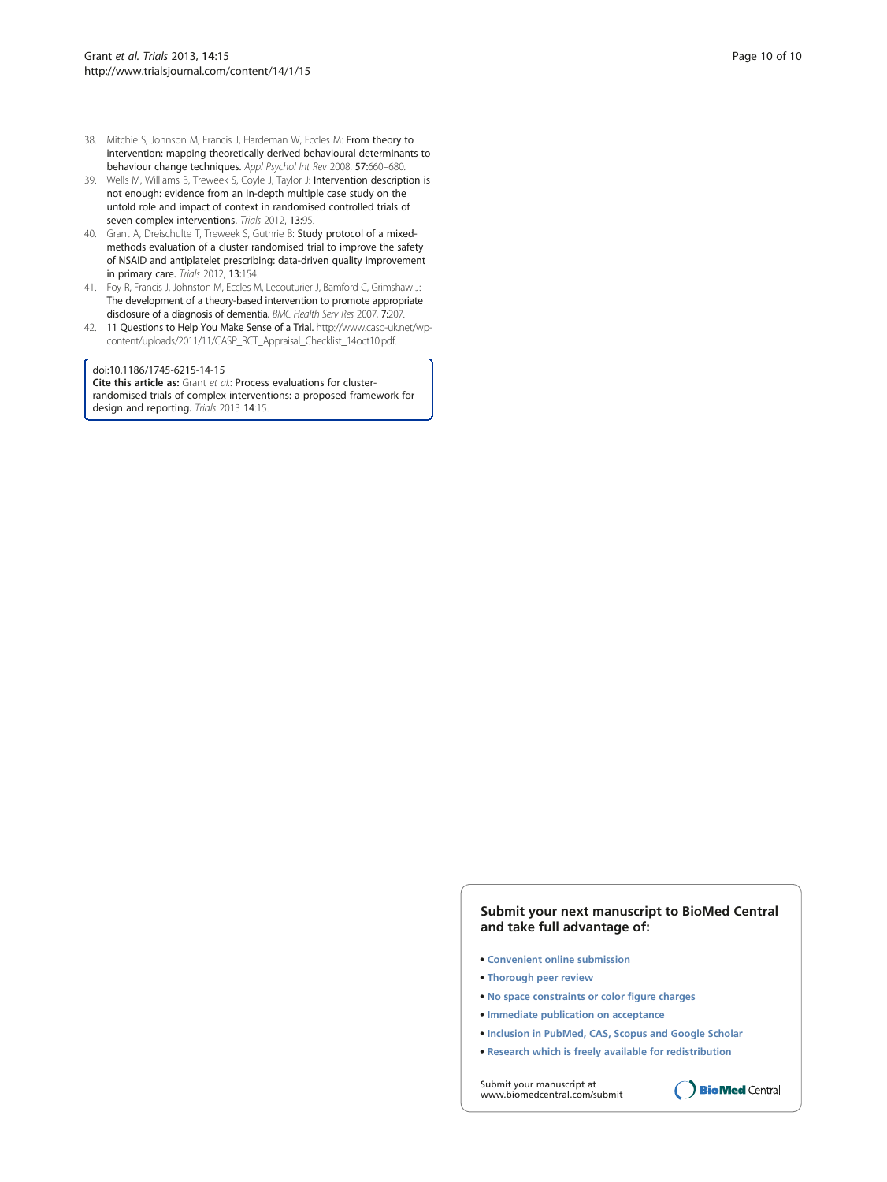38. Mitchie S, Johnson M, Francis J, Hardeman W, Eccles M: **From theory to intervention: mapping theoretically derived behavioural determinants to behaviour change techniques.** *Appl Psychol Int Rev* 2008, **57:**660–680.
39. Wells M, Williams B, Treweek S, Coyle J, Taylor J: **Intervention description is not enough: evidence from an in-depth multiple case study on the untold role and impact of context in randomised controlled trials of seven complex interventions.** *Trials* 2012, **13:**95.
40. Grant A, Dreischulte T, Treweek S, Guthrie B: **Study protocol of a mixed-methods evaluation of a cluster randomised trial to improve the safety of NSAID and antiplatelet prescribing: data-driven quality improvement in primary care.** *Trials* 2012, **13:**154.
41. Foy R, Francis J, Johnston M, Eccles M, Lecouturier J, Bamford C, Grimshaw J: **The development of a theory-based intervention to promote appropriate disclosure of a diagnosis of dementia.** *BMC Health Serv Res* 2007, **7:**207.
42. **11 Questions to Help You Make Sense of a Trial.** http://www.casp-uk.net/wp-content/uploads/2011/11/CASP_RCT_Appraisal_Checklist_14oct10.pdf.

doi:10.1186/1745-6215-14-15
**Cite this article as:** Grant *et al.*: Process evaluations for cluster-randomised trials of complex interventions: a proposed framework for design and reporting. *Trials* 2013 **14**:15.

**Submit your next manuscript to BioMed Central and take full advantage of:**

- **Convenient online submission**
- **Thorough peer review**
- **No space constraints or color figure charges**
- **Immediate publication on acceptance**
- **Inclusion in PubMed, CAS, Scopus and Google Scholar**
- **Research which is freely available for redistribution**

Submit your manuscript at
www.biomedcentral.com/submit

BioMed Central